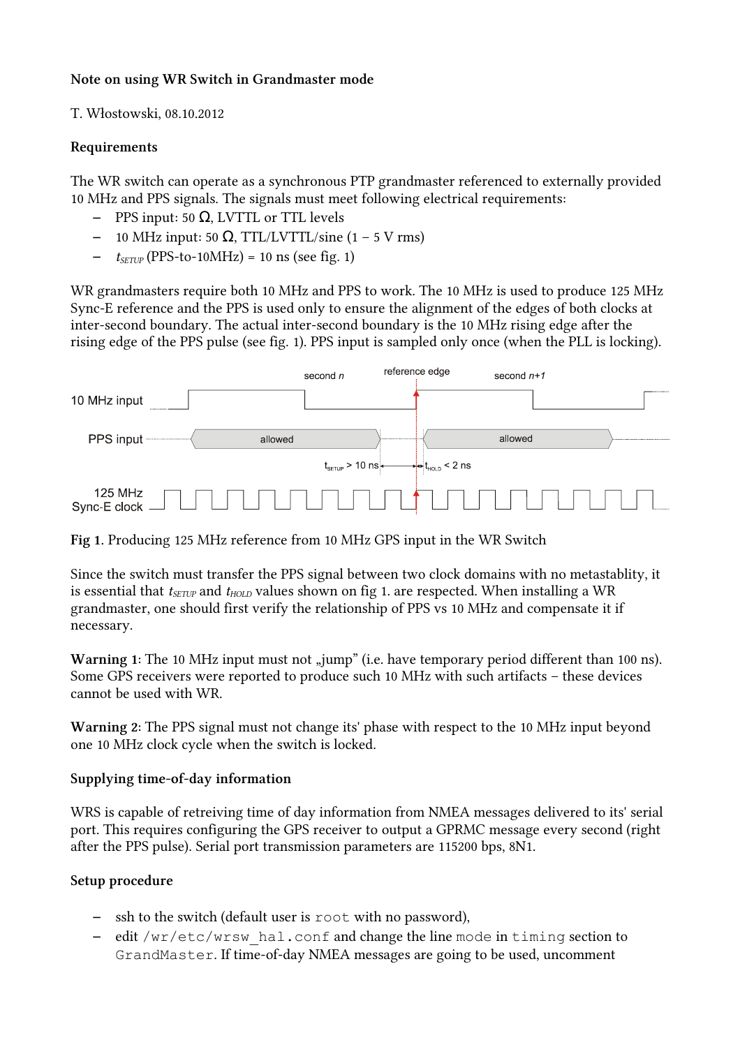**Note on using WR Switch in Grandmaster mode**

T. Włostowski, 08.10.2012

**Requirements**

The WR switch can operate as a synchronous PTP grandmaster referenced to externally provided 10 MHz and PPS signals. The signals must meet following electrical requirements:

- PPS input: 50 Ω, LVTTL or TTL levels
- 10 MHz input: 50 Ω, TTL/LVTTL/sine (1 – 5 V rms)
- $t_{SETUP}$ (PPS-to-10MHz) = 10 ns (see fig. 1)

WR grandmasters require both 10 MHz and PPS to work. The 10 MHz is used to produce 125 MHz Sync-E reference and the PPS is used only to ensure the alignment of the edges of both clocks at inter-second boundary. The actual inter-second boundary is the 10 MHz rising edge after the rising edge of the PPS pulse (see fig. 1). PPS input is sampled only once (when the PLL is locking).

**Fig 1.** Producing 125 MHz reference from 10 MHz GPS input in the WR Switch

Since the switch must transfer the PPS signal between two clock domains with no metastablity, it is essential that $t_{SETUP}$ and $t_{HOLD}$ values shown on fig 1. are respected. When installing a WR grandmaster, one should first verify the relationship of PPS vs 10 MHz and compensate it if necessary.

**Warning 1**: The 10 MHz input must not „jump" (i.e. have temporary period different than 100 ns). Some GPS receivers were reported to produce such 10 MHz with such artifacts – these devices cannot be used with WR.

**Warning 2**: The PPS signal must not change its' phase with respect to the 10 MHz input beyond one 10 MHz clock cycle when the switch is locked.

**Supplying time-of-day information**

WRS is capable of retreiving time of day information from NMEA messages delivered to its' serial port. This requires configuring the GPS receiver to output a GPRMC message every second (right after the PPS pulse). Serial port transmission parameters are 115200 bps, 8N1.

**Setup procedure**

- ssh to the switch (default user is `root` with no password),
- edit `/wr/etc/wrsw_hal.conf` and change the line `mode` in `timing` section to `GrandMaster`. If time-of-day NMEA messages are going to be used, uncomment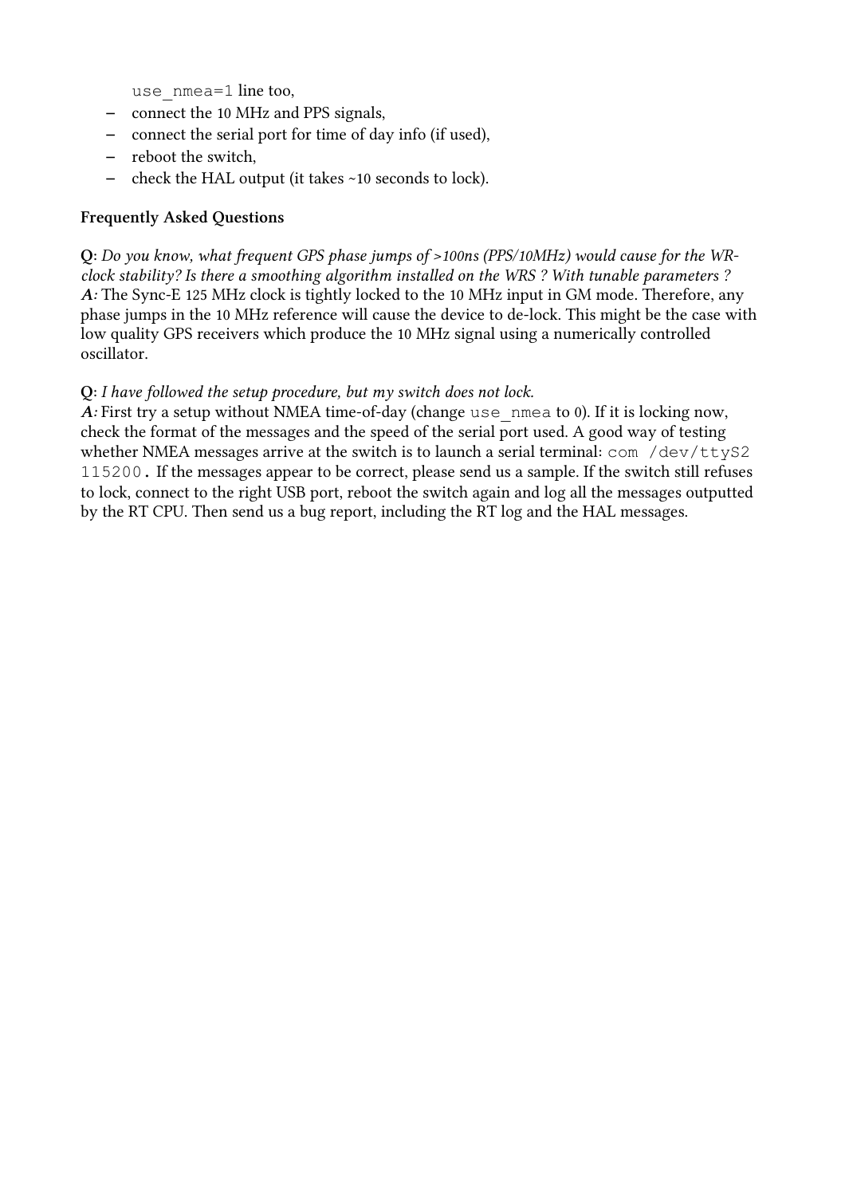`use_nmea=1` line too,

- connect the 10 MHz and PPS signals,
- connect the serial port for time of day info (if used),
- reboot the switch,
- check the HAL output (it takes ~10 seconds to lock).

**Frequently Asked Questions**

**Q**: *Do you know, what frequent GPS phase jumps of >100ns (PPS/10MHz) would cause for the WR-clock stability? Is there a smoothing algorithm installed on the WRS ? With tunable parameters ?*
***A**:* The Sync-E 125 MHz clock is tightly locked to the 10 MHz input in GM mode. Therefore, any phase jumps in the 10 MHz reference will cause the device to de-lock. This might be the case with low quality GPS receivers which produce the 10 MHz signal using a numerically controlled oscillator.

**Q**: *I have followed the setup procedure, but my switch does not lock.*
***A**:* First try a setup without NMEA time-of-day (change `use_nmea` to 0). If it is locking now, check the format of the messages and the speed of the serial port used. A good way of testing whether NMEA messages arrive at the switch is to launch a serial terminal: `com /dev/ttyS2 115200`. If the messages appear to be correct, please send us a sample. If the switch still refuses to lock, connect to the right USB port, reboot the switch again and log all the messages outputted by the RT CPU. Then send us a bug report, including the RT log and the HAL messages.